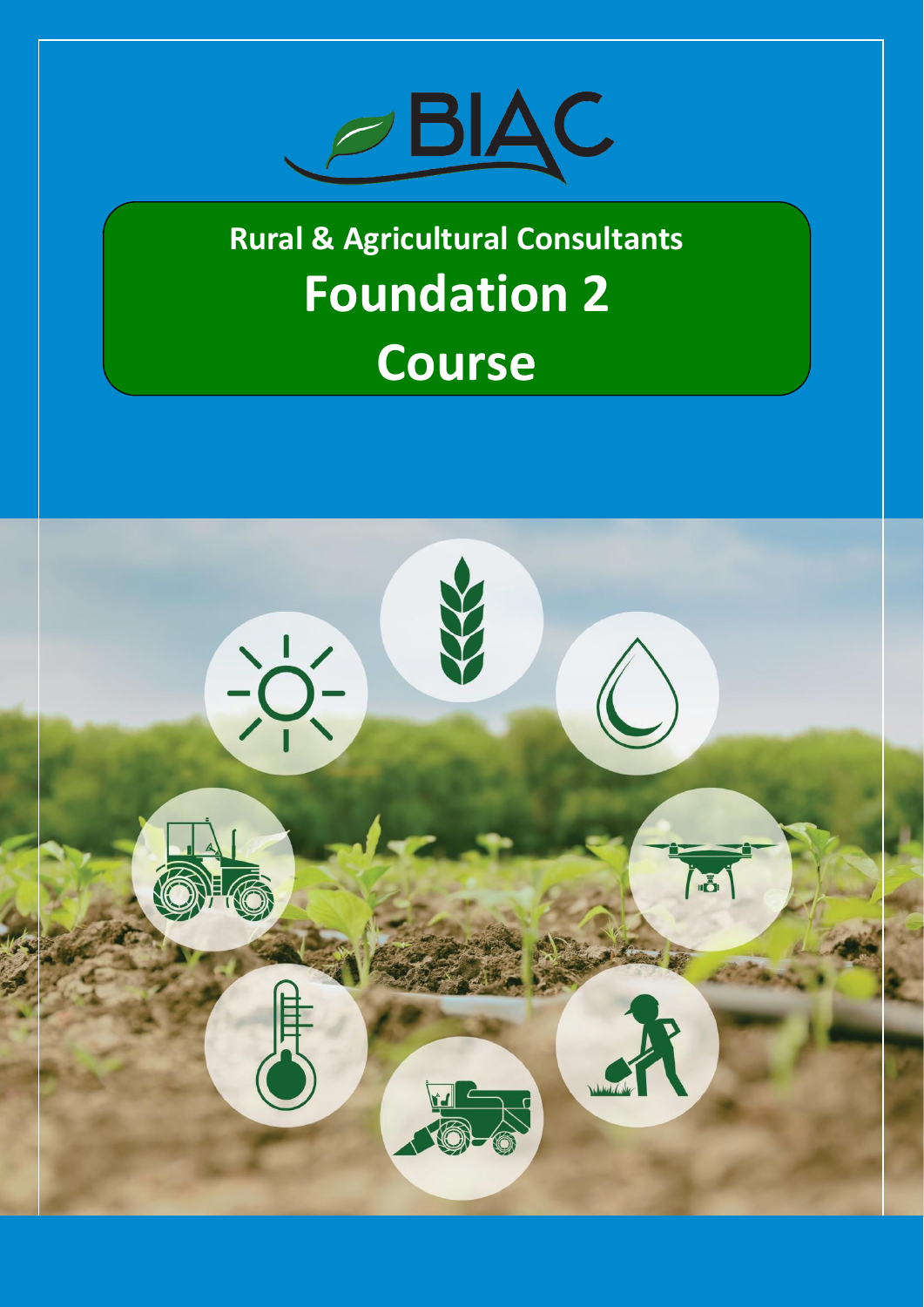BIAC

# Rural & Agricultural Consultants

# Foundation 2

# Course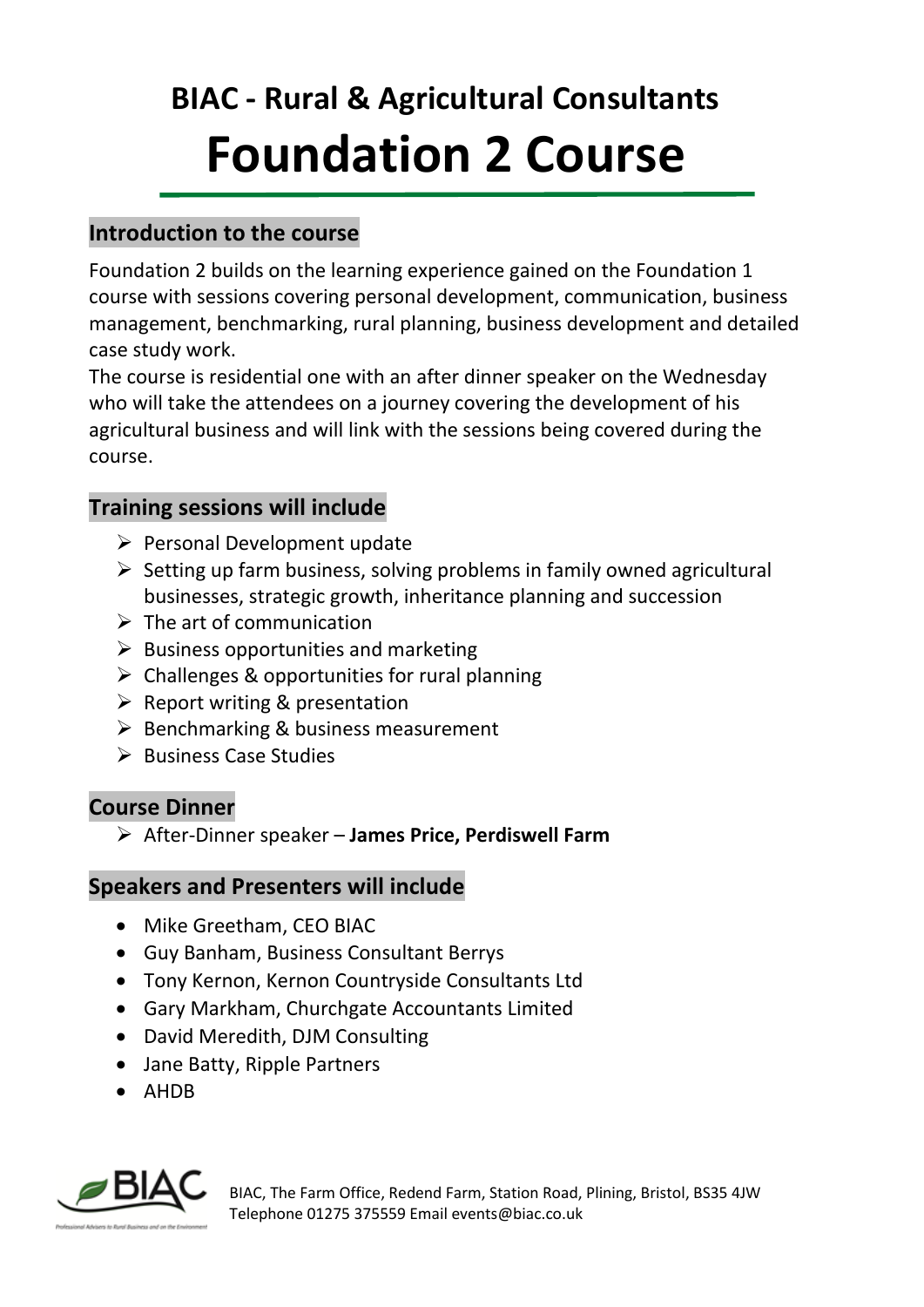# BIAC - Rural & Agricultural Consultants

# Foundation 2 Course

## Introduction to the course

Foundation 2 builds on the learning experience gained on the Foundation 1 course with sessions covering personal development, communication, business management, benchmarking, rural planning, business development and detailed case study work.
The course is residential one with an after dinner speaker on the Wednesday who will take the attendees on a journey covering the development of his agricultural business and will link with the sessions being covered during the course.

## Training sessions will include

- Personal Development update
- Setting up farm business, solving problems in family owned agricultural businesses, strategic growth, inheritance planning and succession
- The art of communication
- Business opportunities and marketing
- Challenges & opportunities for rural planning
- Report writing & presentation
- Benchmarking & business measurement
- Business Case Studies

## Course Dinner

- After-Dinner speaker – **James Price, Perdiswell Farm**

## Speakers and Presenters will include

- Mike Greetham, CEO BIAC
- Guy Banham, Business Consultant Berrys
- Tony Kernon, Kernon Countryside Consultants Ltd
- Gary Markham, Churchgate Accountants Limited
- David Meredith, DJM Consulting
- Jane Batty, Ripple Partners
- AHDB

BIAC, The Farm Office, Redend Farm, Station Road, Plining, Bristol, BS35 4JW
Telephone 01275 375559 Email events@biac.co.uk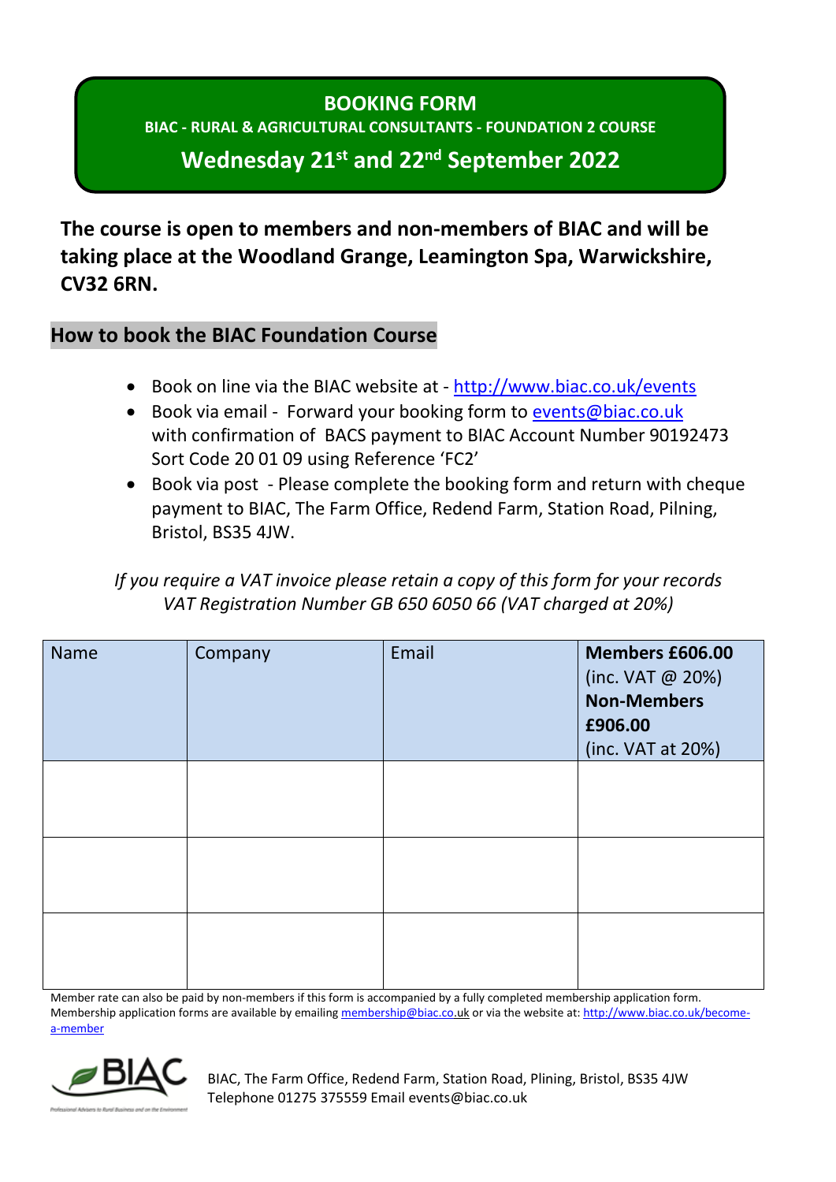# BOOKING FORM

**BIAC - RURAL & AGRICULTURAL CONSULTANTS - FOUNDATION 2 COURSE**

## Wednesday 21st and 22nd September 2022

**The course is open to members and non-members of BIAC and will be taking place at the Woodland Grange, Leamington Spa, Warwickshire, CV32 6RN.**

## How to book the BIAC Foundation Course

- Book on line via the BIAC website at - http://www.biac.co.uk/events
- Book via email - Forward your booking form to events@biac.co.uk with confirmation of BACS payment to BIAC Account Number 90192473 Sort Code 20 01 09 using Reference 'FC2'
- Book via post - Please complete the booking form and return with cheque payment to BIAC, The Farm Office, Redend Farm, Station Road, Pilning, Bristol, BS35 4JW.

*If you require a VAT invoice please retain a copy of this form for your records*
*VAT Registration Number GB 650 6050 66 (VAT charged at 20%)*

| Name | Company | Email | **Members £606.00** (inc. VAT @ 20%) **Non-Members £906.00** (inc. VAT at 20%) |
|---|---|---|---|
| | | | |
| | | | |
| | | | |

Member rate can also be paid by non-members if this form is accompanied by a fully completed membership application form. Membership application forms are available by emailing membership@biac.co.uk or via the website at: http://www.biac.co.uk/become-a-member

BIAC, The Farm Office, Redend Farm, Station Road, Plining, Bristol, BS35 4JW
Telephone 01275 375559 Email events@biac.co.uk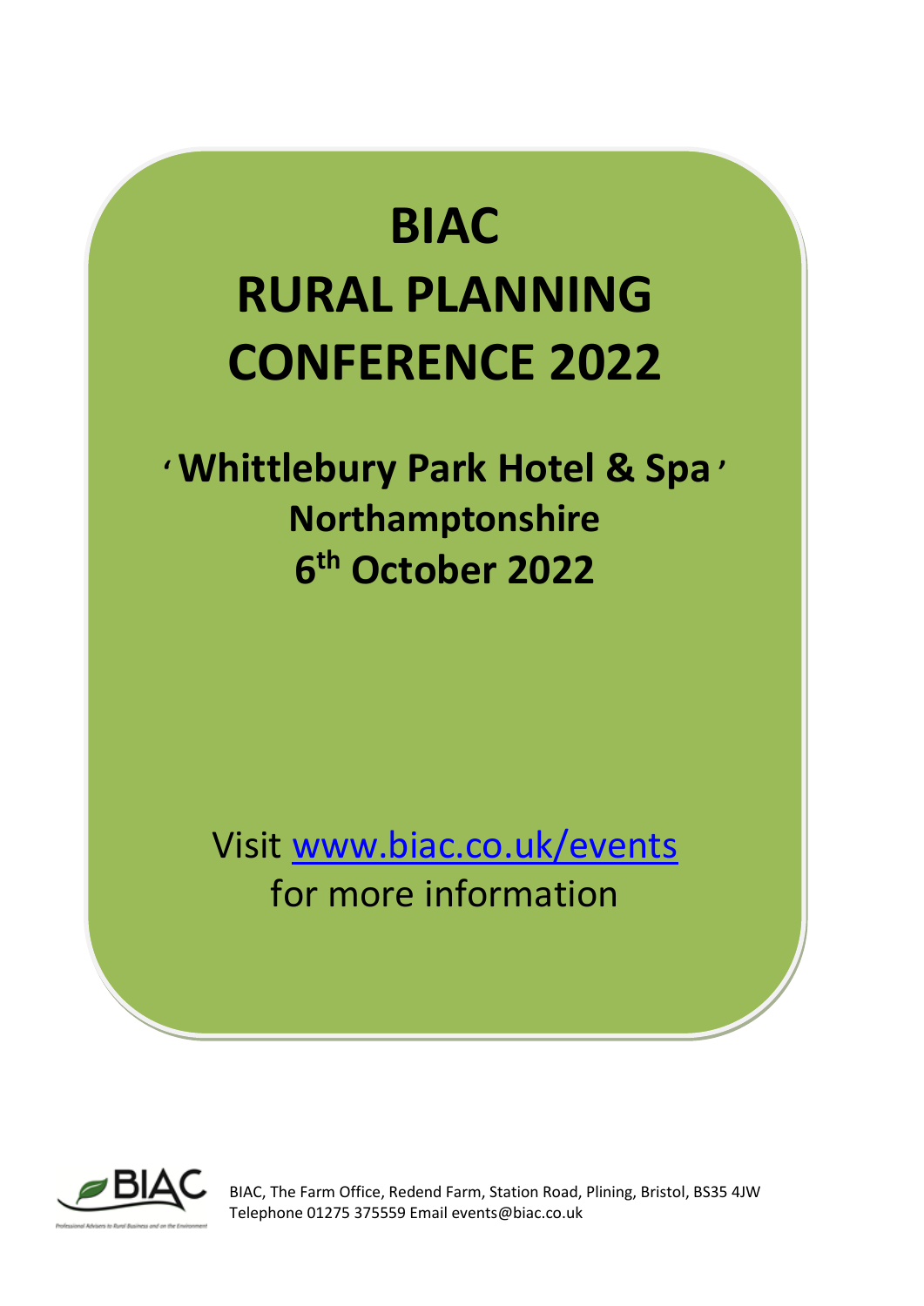# BIAC RURAL PLANNING CONFERENCE 2022

**'Whittlebury Park Hotel & Spa'**
**Northamptonshire**
**6th October 2022**

Visit [www.biac.co.uk/events](http://www.biac.co.uk/events)
for more information

BIAC, The Farm Office, Redend Farm, Station Road, Plining, Bristol, BS35 4JW
Telephone 01275 375559 Email events@biac.co.uk